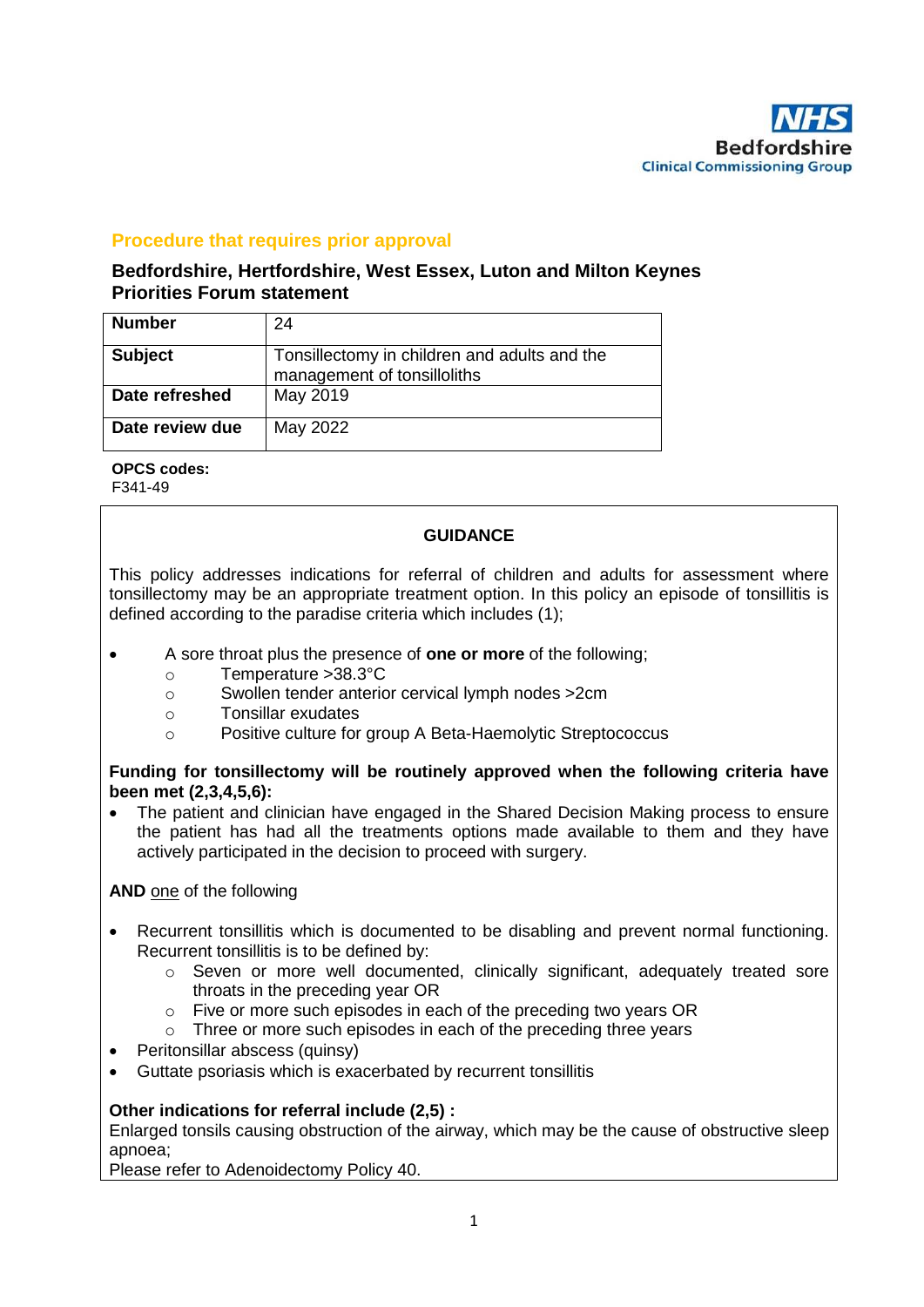NHS
Bedfordshire
Clinical Commissioning Group

## Procedure that requires prior approval

### Bedfordshire, Hertfordshire, West Essex, Luton and Milton Keynes Priorities Forum statement

| **Number** | 24 |
|---|---|
| **Subject** | Tonsillectomy in children and adults and the management of tonsilloliths |
| **Date refreshed** | May 2019 |
| **Date review due** | May 2022 |

**OPCS codes:**
F341-49

**GUIDANCE**

This policy addresses indications for referral of children and adults for assessment where tonsillectomy may be an appropriate treatment option. In this policy an episode of tonsillitis is defined according to the paradise criteria which includes (1);

- A sore throat plus the presence of **one or more** of the following;
    - Temperature >38.3°C
    - Swollen tender anterior cervical lymph nodes >2cm
    - Tonsillar exudates
    - Positive culture for group A Beta-Haemolytic Streptococcus

**Funding for tonsillectomy will be routinely approved when the following criteria have been met (2,3,4,5,6):**

- The patient and clinician have engaged in the Shared Decision Making process to ensure the patient has had all the treatments options made available to them and they have actively participated in the decision to proceed with surgery.

**AND** one of the following

- Recurrent tonsillitis which is documented to be disabling and prevent normal functioning. Recurrent tonsillitis is to be defined by:
    - Seven or more well documented, clinically significant, adequately treated sore throats in the preceding year OR
    - Five or more such episodes in each of the preceding two years OR
    - Three or more such episodes in each of the preceding three years
- Peritonsillar abscess (quinsy)
- Guttate psoriasis which is exacerbated by recurrent tonsillitis

**Other indications for referral include (2,5) :**
Enlarged tonsils causing obstruction of the airway, which may be the cause of obstructive sleep apnoea;
Please refer to Adenoidectomy Policy 40.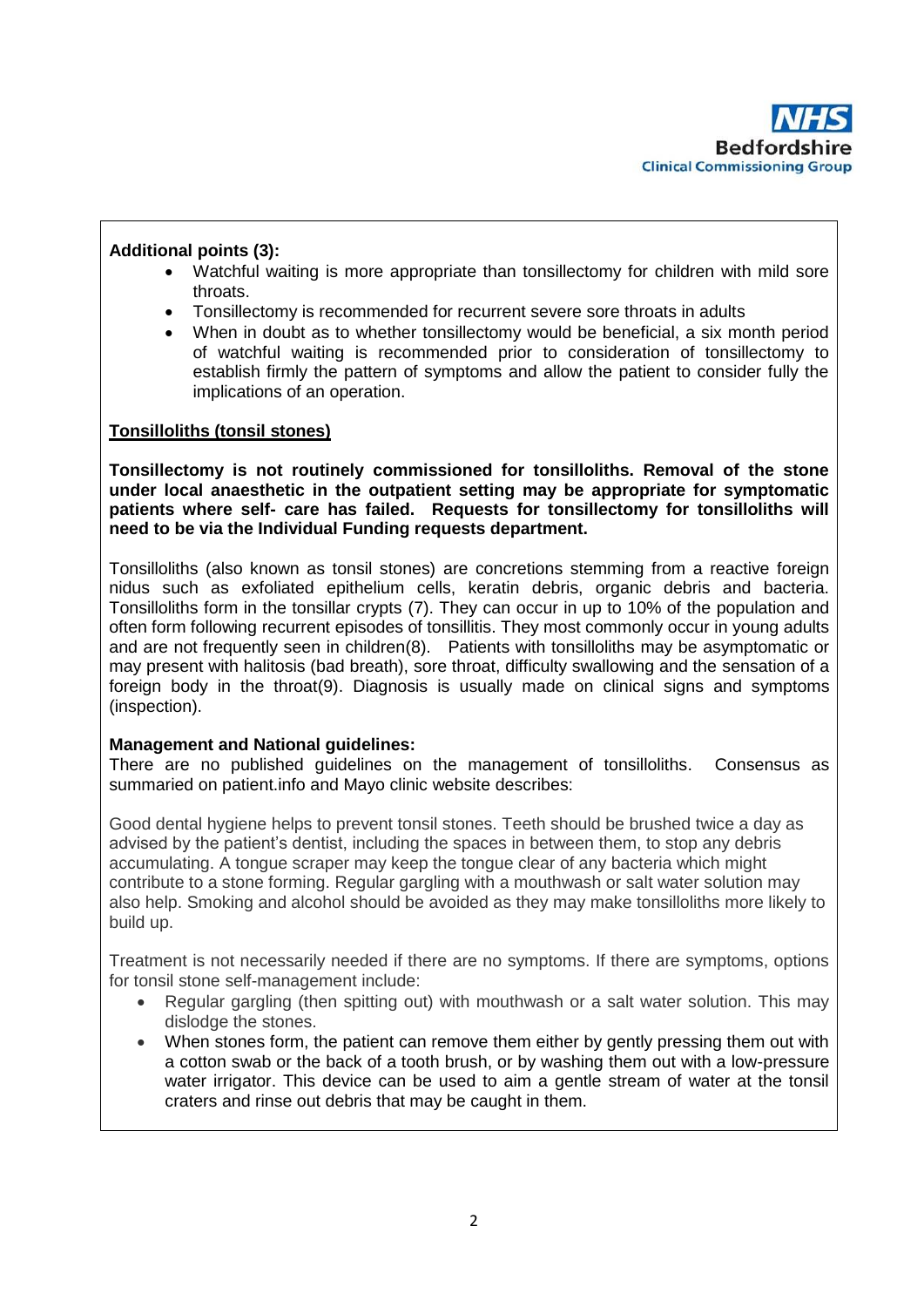**Additional points (3):**

- Watchful waiting is more appropriate than tonsillectomy for children with mild sore throats.
- Tonsillectomy is recommended for recurrent severe sore throats in adults
- When in doubt as to whether tonsillectomy would be beneficial, a six month period of watchful waiting is recommended prior to consideration of tonsillectomy to establish firmly the pattern of symptoms and allow the patient to consider fully the implications of an operation.

**<u>Tonsilloliths (tonsil stones)</u>**

**Tonsillectomy is not routinely commissioned for tonsilloliths. Removal of the stone under local anaesthetic in the outpatient setting may be appropriate for symptomatic patients where self- care has failed. Requests for tonsillectomy for tonsilloliths will need to be via the Individual Funding requests department.**

Tonsilloliths (also known as tonsil stones) are concretions stemming from a reactive foreign nidus such as exfoliated epithelium cells, keratin debris, organic debris and bacteria. Tonsilloliths form in the tonsillar crypts (7). They can occur in up to 10% of the population and often form following recurrent episodes of tonsillitis. They most commonly occur in young adults and are not frequently seen in children(8). Patients with tonsilloliths may be asymptomatic or may present with halitosis (bad breath), sore throat, difficulty swallowing and the sensation of a foreign body in the throat(9). Diagnosis is usually made on clinical signs and symptoms (inspection).

**Management and National guidelines:**

There are no published guidelines on the management of tonsilloliths. Consensus as summaried on patient.info and Mayo clinic website describes:

Good dental hygiene helps to prevent tonsil stones. Teeth should be brushed twice a day as advised by the patient's dentist, including the spaces in between them, to stop any debris accumulating. A tongue scraper may keep the tongue clear of any bacteria which might contribute to a stone forming. Regular gargling with a mouthwash or salt water solution may also help. Smoking and alcohol should be avoided as they may make tonsilloliths more likely to build up.

Treatment is not necessarily needed if there are no symptoms. If there are symptoms, options for tonsil stone self-management include:

- Regular gargling (then spitting out) with mouthwash or a salt water solution. This may dislodge the stones.
- When stones form, the patient can remove them either by gently pressing them out with a cotton swab or the back of a tooth brush, or by washing them out with a low-pressure water irrigator. This device can be used to aim a gentle stream of water at the tonsil craters and rinse out debris that may be caught in them.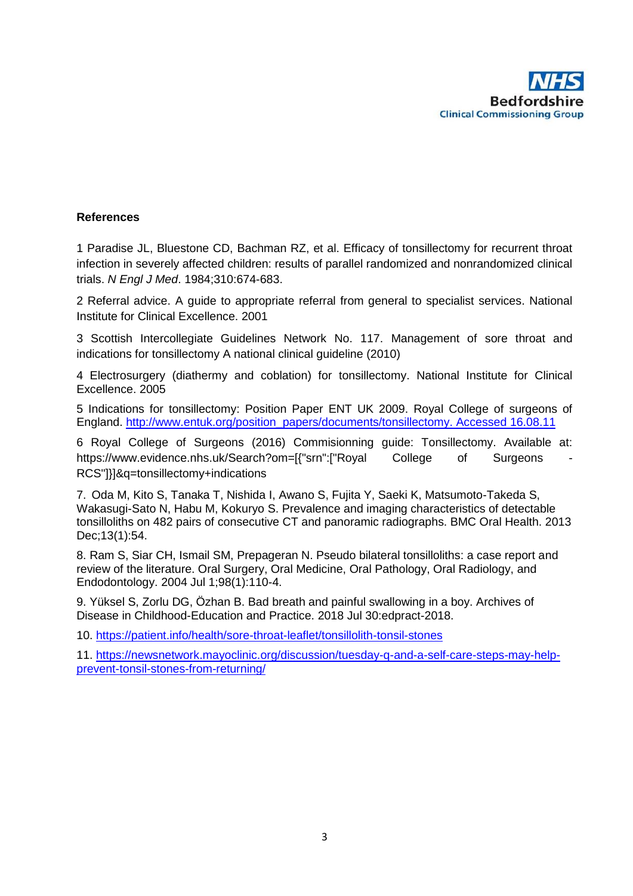**References**

1 Paradise JL, Bluestone CD, Bachman RZ, et al. Efficacy of tonsillectomy for recurrent throat infection in severely affected children: results of parallel randomized and nonrandomized clinical trials. *N Engl J Med*. 1984;310:674-683.

2 Referral advice. A guide to appropriate referral from general to specialist services. National Institute for Clinical Excellence. 2001

3 Scottish Intercollegiate Guidelines Network No. 117. Management of sore throat and indications for tonsillectomy A national clinical guideline (2010)

4 Electrosurgery (diathermy and coblation) for tonsillectomy. National Institute for Clinical Excellence. 2005

5 Indications for tonsillectomy: Position Paper ENT UK 2009. Royal College of surgeons of England. http://www.entuk.org/position_papers/documents/tonsillectomy. Accessed 16.08.11

6 Royal College of Surgeons (2016) Commisionning guide: Tonsillectomy. Available at: https://www.evidence.nhs.uk/Search?om=[{"srn":["Royal College of Surgeons - RCS"]}]&q=tonsillectomy+indications

7. Oda M, Kito S, Tanaka T, Nishida I, Awano S, Fujita Y, Saeki K, Matsumoto-Takeda S, Wakasugi-Sato N, Habu M, Kokuryo S. Prevalence and imaging characteristics of detectable tonsilloliths on 482 pairs of consecutive CT and panoramic radiographs. BMC Oral Health. 2013 Dec;13(1):54.

8. Ram S, Siar CH, Ismail SM, Prepageran N. Pseudo bilateral tonsilloliths: a case report and review of the literature. Oral Surgery, Oral Medicine, Oral Pathology, Oral Radiology, and Endodontology. 2004 Jul 1;98(1):110-4.

9. Yüksel S, Zorlu DG, Özhan B. Bad breath and painful swallowing in a boy. Archives of Disease in Childhood-Education and Practice. 2018 Jul 30:edpract-2018.

10. https://patient.info/health/sore-throat-leaflet/tonsillolith-tonsil-stones

11. https://newsnetwork.mayoclinic.org/discussion/tuesday-q-and-a-self-care-steps-may-help-prevent-tonsil-stones-from-returning/